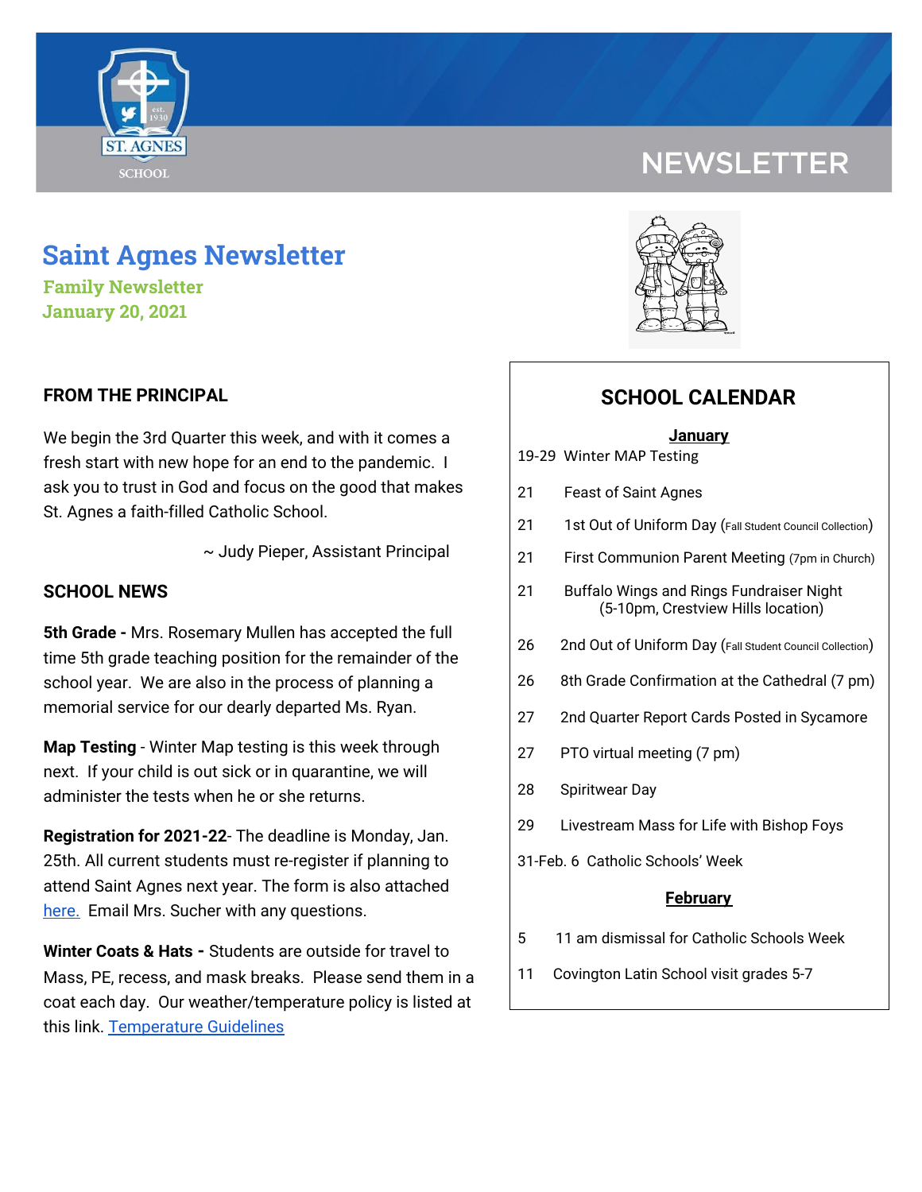# NEWSLETTER

## Saint Agnes Newsletter

**Family Newsletter**
**January 20, 2021**

### FROM THE PRINCIPAL

We begin the 3rd Quarter this week, and with it comes a fresh start with new hope for an end to the pandemic. I ask you to trust in God and focus on the good that makes St. Agnes a faith-filled Catholic School.

~ Judy Pieper, Assistant Principal

### SCHOOL NEWS

**5th Grade -** Mrs. Rosemary Mullen has accepted the full time 5th grade teaching position for the remainder of the school year. We are also in the process of planning a memorial service for our dearly departed Ms. Ryan.

**Map Testing** - Winter Map testing is this week through next. If your child is out sick or in quarantine, we will administer the tests when he or she returns.

**Registration for 2021-22**- The deadline is Monday, Jan. 25th. All current students must re-register if planning to attend Saint Agnes next year. The form is also attached here. Email Mrs. Sucher with any questions.

**Winter Coats & Hats -** Students are outside for travel to Mass, PE, recess, and mask breaks. Please send them in a coat each day. Our weather/temperature policy is listed at this link. Temperature Guidelines

### SCHOOL CALENDAR

**January**

- 19-29 Winter MAP Testing
- 21 Feast of Saint Agnes
- 21 1st Out of Uniform Day (Fall Student Council Collection)
- 21 First Communion Parent Meeting (7pm in Church)
- 21 Buffalo Wings and Rings Fundraiser Night (5-10pm, Crestview Hills location)
- 26 2nd Out of Uniform Day (Fall Student Council Collection)
- 26 8th Grade Confirmation at the Cathedral (7 pm)
- 27 2nd Quarter Report Cards Posted in Sycamore
- 27 PTO virtual meeting (7 pm)
- 28 Spiritwear Day
- 29 Livestream Mass for Life with Bishop Foys
- 31-Feb. 6 Catholic Schools' Week

**February**

- 5 11 am dismissal for Catholic Schools Week
- 11 Covington Latin School visit grades 5-7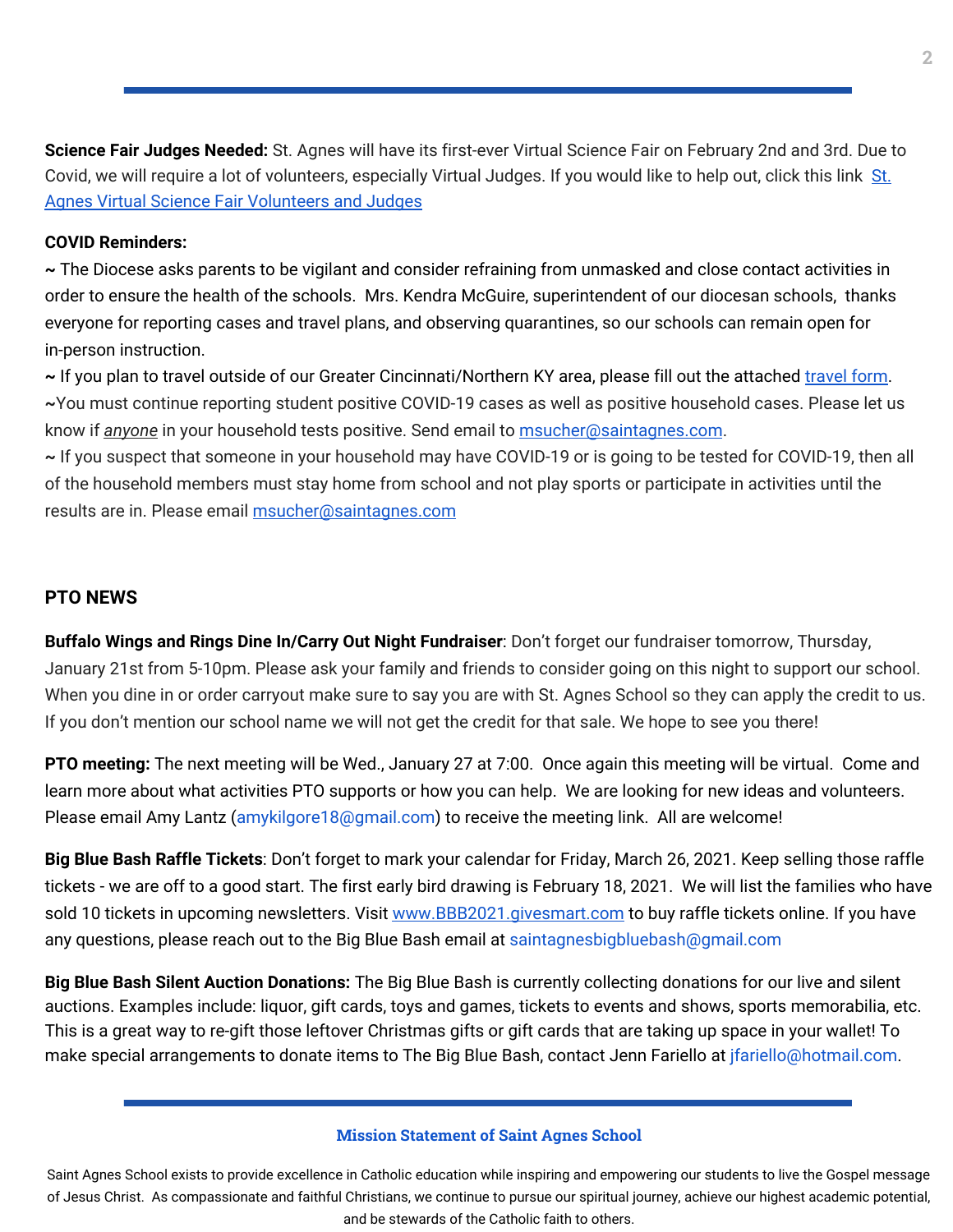**Science Fair Judges Needed:** St. Agnes will have its first-ever Virtual Science Fair on February 2nd and 3rd. Due to Covid, we will require a lot of volunteers, especially Virtual Judges. If you would like to help out, click this link St. Agnes Virtual Science Fair Volunteers and Judges

**COVID Reminders:**

~ The Diocese asks parents to be vigilant and consider refraining from unmasked and close contact activities in order to ensure the health of the schools. Mrs. Kendra McGuire, superintendent of our diocesan schools, thanks everyone for reporting cases and travel plans, and observing quarantines, so our schools can remain open for in-person instruction.

~ If you plan to travel outside of our Greater Cincinnati/Northern KY area, please fill out the attached travel form.

~You must continue reporting student positive COVID-19 cases as well as positive household cases. Please let us know if ***anyone*** in your household tests positive. Send email to msucher@saintagnes.com.

~ If you suspect that someone in your household may have COVID-19 or is going to be tested for COVID-19, then all of the household members must stay home from school and not play sports or participate in activities until the results are in. Please email msucher@saintagnes.com

## PTO NEWS

**Buffalo Wings and Rings Dine In/Carry Out Night Fundraiser**: Don't forget our fundraiser tomorrow, Thursday, January 21st from 5-10pm. Please ask your family and friends to consider going on this night to support our school. When you dine in or order carryout make sure to say you are with St. Agnes School so they can apply the credit to us. If you don't mention our school name we will not get the credit for that sale. We hope to see you there!

**PTO meeting:** The next meeting will be Wed., January 27 at 7:00. Once again this meeting will be virtual. Come and learn more about what activities PTO supports or how you can help. We are looking for new ideas and volunteers. Please email Amy Lantz (amykilgore18@gmail.com) to receive the meeting link. All are welcome!

**Big Blue Bash Raffle Tickets**: Don't forget to mark your calendar for Friday, March 26, 2021. Keep selling those raffle tickets - we are off to a good start. The first early bird drawing is February 18, 2021. We will list the families who have sold 10 tickets in upcoming newsletters. Visit www.BBB2021.givesmart.com to buy raffle tickets online. If you have any questions, please reach out to the Big Blue Bash email at saintagnesbigbluebash@gmail.com

**Big Blue Bash Silent Auction Donations:** The Big Blue Bash is currently collecting donations for our live and silent auctions. Examples include: liquor, gift cards, toys and games, tickets to events and shows, sports memorabilia, etc. This is a great way to re-gift those leftover Christmas gifts or gift cards that are taking up space in your wallet! To make special arrangements to donate items to The Big Blue Bash, contact Jenn Fariello at jfariello@hotmail.com.

**Mission Statement of Saint Agnes School**

Saint Agnes School exists to provide excellence in Catholic education while inspiring and empowering our students to live the Gospel message of Jesus Christ. As compassionate and faithful Christians, we continue to pursue our spiritual journey, achieve our highest academic potential, and be stewards of the Catholic faith to others.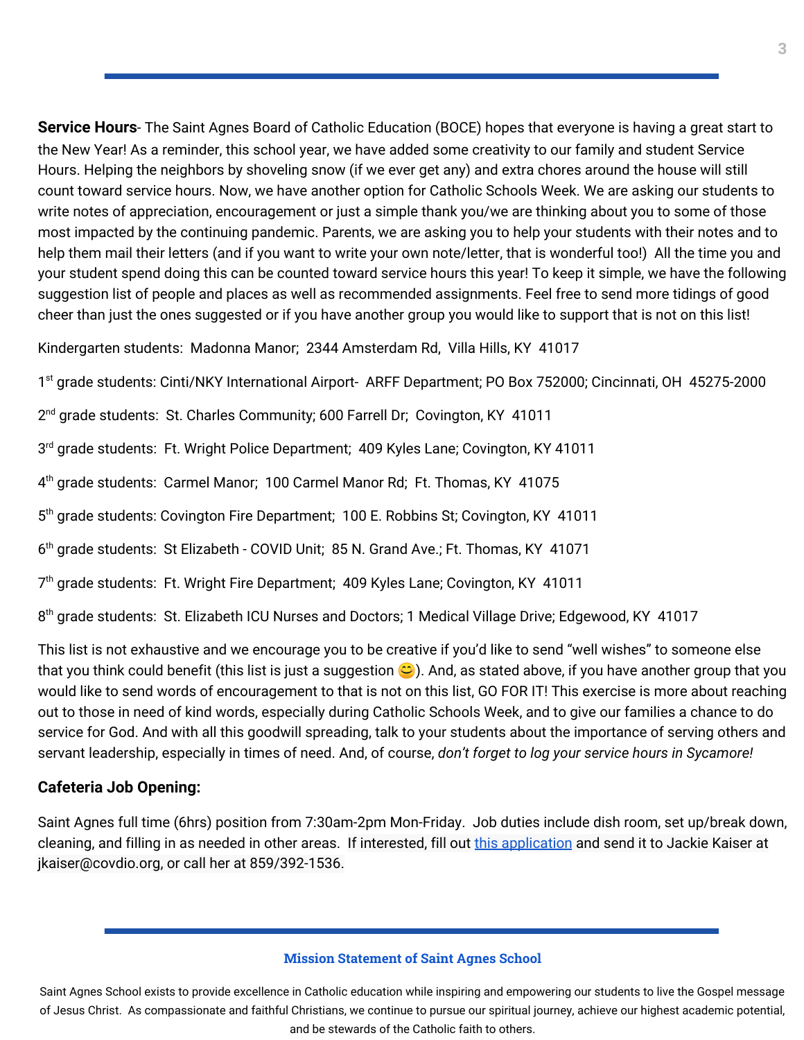**Service Hours**- The Saint Agnes Board of Catholic Education (BOCE) hopes that everyone is having a great start to the New Year! As a reminder, this school year, we have added some creativity to our family and student Service Hours. Helping the neighbors by shoveling snow (if we ever get any) and extra chores around the house will still count toward service hours. Now, we have another option for Catholic Schools Week. We are asking our students to write notes of appreciation, encouragement or just a simple thank you/we are thinking about you to some of those most impacted by the continuing pandemic. Parents, we are asking you to help your students with their notes and to help them mail their letters (and if you want to write your own note/letter, that is wonderful too!) All the time you and your student spend doing this can be counted toward service hours this year! To keep it simple, we have the following suggestion list of people and places as well as recommended assignments. Feel free to send more tidings of good cheer than just the ones suggested or if you have another group you would like to support that is not on this list!

Kindergarten students: Madonna Manor; 2344 Amsterdam Rd, Villa Hills, KY 41017

1st grade students: Cinti/NKY International Airport- ARFF Department; PO Box 752000; Cincinnati, OH 45275-2000

2nd grade students: St. Charles Community; 600 Farrell Dr; Covington, KY 41011

3rd grade students: Ft. Wright Police Department; 409 Kyles Lane; Covington, KY 41011

4th grade students: Carmel Manor; 100 Carmel Manor Rd; Ft. Thomas, KY 41075

5th grade students: Covington Fire Department; 100 E. Robbins St; Covington, KY 41011

6th grade students: St Elizabeth - COVID Unit; 85 N. Grand Ave.; Ft. Thomas, KY 41071

7th grade students: Ft. Wright Fire Department; 409 Kyles Lane; Covington, KY 41011

8th grade students: St. Elizabeth ICU Nurses and Doctors; 1 Medical Village Drive; Edgewood, KY 41017

This list is not exhaustive and we encourage you to be creative if you'd like to send "well wishes" to someone else that you think could benefit (this list is just a suggestion 😊). And, as stated above, if you have another group that you would like to send words of encouragement to that is not on this list, GO FOR IT! This exercise is more about reaching out to those in need of kind words, especially during Catholic Schools Week, and to give our families a chance to do service for God. And with all this goodwill spreading, talk to your students about the importance of serving others and servant leadership, especially in times of need. And, of course, *don't forget to log your service hours in Sycamore!*

**Cafeteria Job Opening:**

Saint Agnes full time (6hrs) position from 7:30am-2pm Mon-Friday. Job duties include dish room, set up/break down, cleaning, and filling in as needed in other areas. If interested, fill out this application and send it to Jackie Kaiser at jkaiser@covdio.org, or call her at 859/392-1536.

**Mission Statement of Saint Agnes School**

Saint Agnes School exists to provide excellence in Catholic education while inspiring and empowering our students to live the Gospel message of Jesus Christ. As compassionate and faithful Christians, we continue to pursue our spiritual journey, achieve our highest academic potential, and be stewards of the Catholic faith to others.